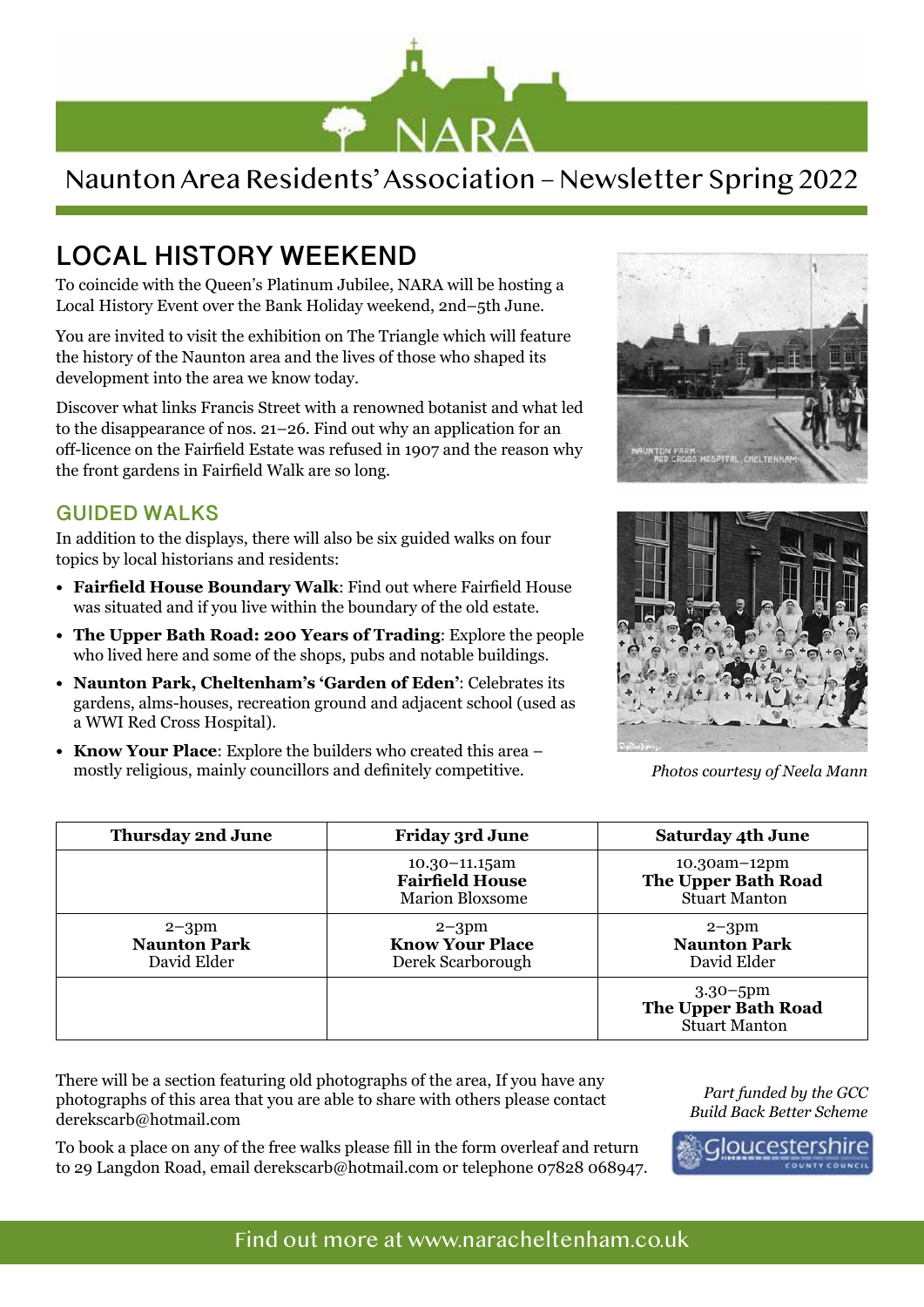# NARA

## Naunton Area Residents' Association – Newsletter Spring 2022

## LOCAL HISTORY WEEKEND

To coincide with the Queen's Platinum Jubilee, NARA will be hosting a Local History Event over the Bank Holiday weekend, 2nd–5th June.

You are invited to visit the exhibition on The Triangle which will feature the history of the Naunton area and the lives of those who shaped its development into the area we know today.

Discover what links Francis Street with a renowned botanist and what led to the disappearance of nos. 21–26. Find out why an application for an off-licence on the Fairfield Estate was refused in 1907 and the reason why the front gardens in Fairfield Walk are so long.

### GUIDED WALKS

In addition to the displays, there will also be six guided walks on four topics by local historians and residents:

- **Fairfield House Boundary Walk**: Find out where Fairfield House was situated and if you live within the boundary of the old estate.
- **The Upper Bath Road: 200 Years of Trading**: Explore the people who lived here and some of the shops, pubs and notable buildings.
- **Naunton Park, Cheltenham's 'Garden of Eden'**: Celebrates its gardens, alms-houses, recreation ground and adjacent school (used as a WWI Red Cross Hospital).
- **Know Your Place**: Explore the builders who created this area – mostly religious, mainly councillors and definitely competitive.

*Photos courtesy of Neela Mann*

| Thursday 2nd June | Friday 3rd June | Saturday 4th June |
|---|---|---|
| | 10.30–11.15am **Fairfield House** Marion Bloxsome | 10.30am–12pm **The Upper Bath Road** Stuart Manton |
| 2–3pm **Naunton Park** David Elder | 2–3pm **Know Your Place** Derek Scarborough | 2–3pm **Naunton Park** David Elder |
| | | 3.30–5pm **The Upper Bath Road** Stuart Manton |

There will be a section featuring old photographs of the area, If you have any photographs of this area that you are able to share with others please contact derekscarb@hotmail.com

To book a place on any of the free walks please fill in the form overleaf and return to 29 Langdon Road, email derekscarb@hotmail.com or telephone 07828 068947.

*Part funded by the GCC Build Back Better Scheme*

Gloucestershire County Council

Find out more at www.naracheltenham.co.uk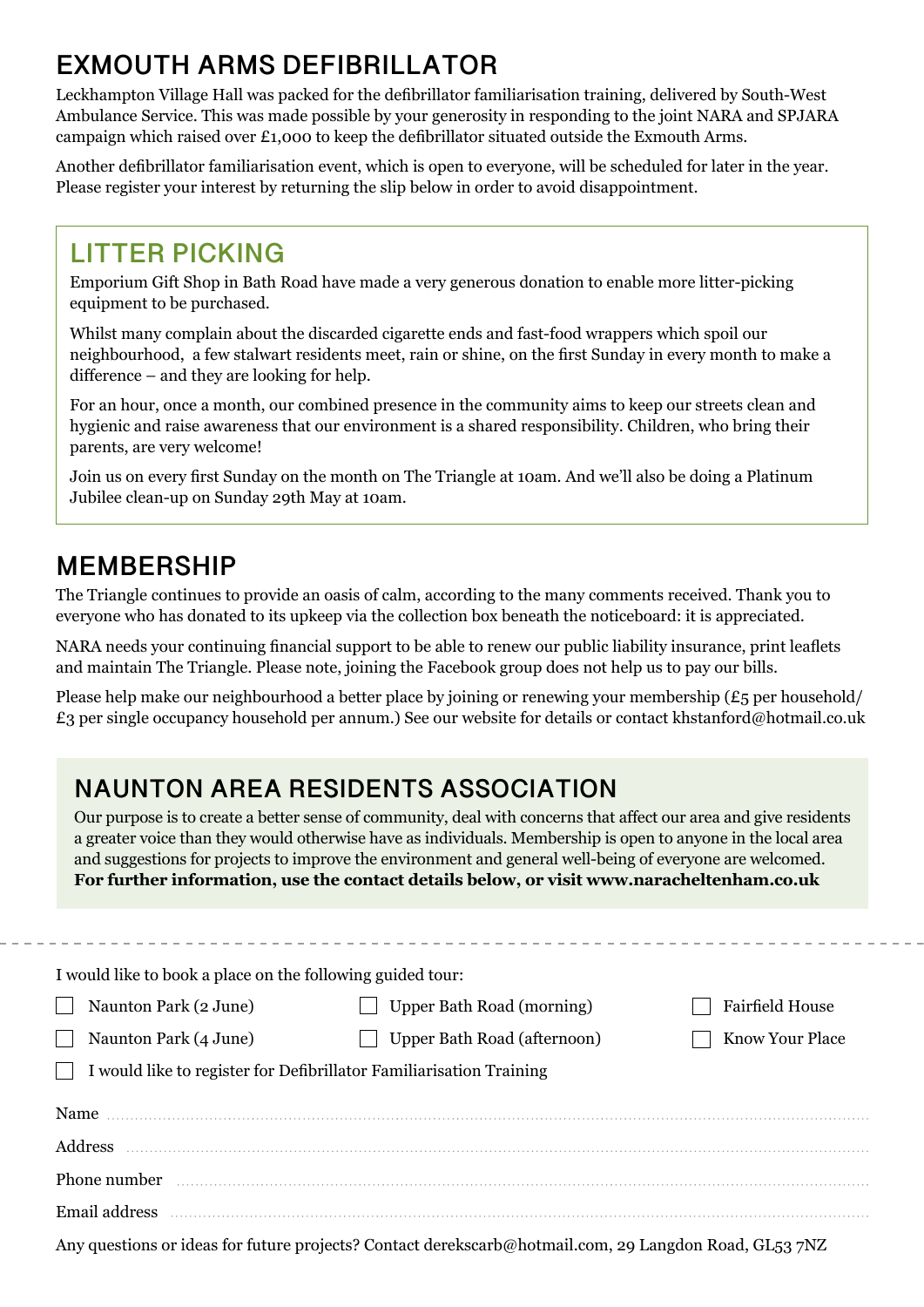## EXMOUTH ARMS DEFIBRILLATOR

Leckhampton Village Hall was packed for the defibrillator familiarisation training, delivered by South-West Ambulance Service. This was made possible by your generosity in responding to the joint NARA and SPJARA campaign which raised over £1,000 to keep the defibrillator situated outside the Exmouth Arms.

Another defibrillator familiarisation event, which is open to everyone, will be scheduled for later in the year. Please register your interest by returning the slip below in order to avoid disappointment.

## LITTER PICKING

Emporium Gift Shop in Bath Road have made a very generous donation to enable more litter-picking equipment to be purchased.

Whilst many complain about the discarded cigarette ends and fast-food wrappers which spoil our neighbourhood, a few stalwart residents meet, rain or shine, on the first Sunday in every month to make a difference – and they are looking for help.

For an hour, once a month, our combined presence in the community aims to keep our streets clean and hygienic and raise awareness that our environment is a shared responsibility. Children, who bring their parents, are very welcome!

Join us on every first Sunday on the month on The Triangle at 10am. And we'll also be doing a Platinum Jubilee clean-up on Sunday 29th May at 10am.

## MEMBERSHIP

The Triangle continues to provide an oasis of calm, according to the many comments received. Thank you to everyone who has donated to its upkeep via the collection box beneath the noticeboard: it is appreciated.

NARA needs your continuing financial support to be able to renew our public liability insurance, print leaflets and maintain The Triangle. Please note, joining the Facebook group does not help us to pay our bills.

Please help make our neighbourhood a better place by joining or renewing your membership (£5 per household/ £3 per single occupancy household per annum.) See our website for details or contact khstanford@hotmail.co.uk

## NAUNTON AREA RESIDENTS ASSOCIATION

Our purpose is to create a better sense of community, deal with concerns that affect our area and give residents a greater voice than they would otherwise have as individuals. Membership is open to anyone in the local area and suggestions for projects to improve the environment and general well-being of everyone are welcomed. **For further information, use the contact details below, or visit www.naracheltenham.co.uk**

---

I would like to book a place on the following guided tour:

- ☐ Naunton Park (2 June)
- ☐ Upper Bath Road (morning)
- ☐ Fairfield House
- ☐ Naunton Park (4 June)
- ☐ Upper Bath Road (afternoon)
- ☐ Know Your Place
- ☐ I would like to register for Defibrillator Familiarisation Training

Name ..........................................................................

Address ..........................................................................

Phone number ..........................................................................

Email address ..........................................................................

Any questions or ideas for future projects? Contact derekscarb@hotmail.com, 29 Langdon Road, GL53 7NZ